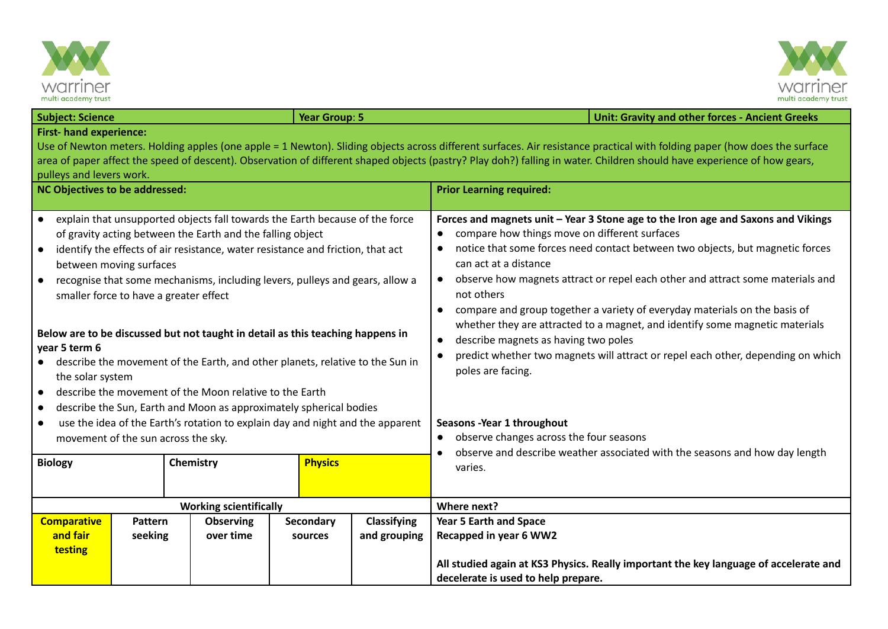| **Subject: Science** | **Year Group: 5** | **Unit: Gravity and other forces - Ancient Greeks** |
|---|---|---|

**First- hand experience:**

Use of Newton meters. Holding apples (one apple = 1 Newton). Sliding objects across different surfaces. Air resistance practical with folding paper (how does the surface area of paper affect the speed of descent). Observation of different shaped objects (pastry? Play doh?) falling in water. Children should have experience of how gears, pulleys and levers work.

**NC Objectives to be addressed:**

- explain that unsupported objects fall towards the Earth because of the force of gravity acting between the Earth and the falling object
- identify the effects of air resistance, water resistance and friction, that act between moving surfaces
- recognise that some mechanisms, including levers, pulleys and gears, allow a smaller force to have a greater effect

**Below are to be discussed but not taught in detail as this teaching happens in year 5 term 6**

- describe the movement of the Earth, and other planets, relative to the Sun in the solar system
- describe the movement of the Moon relative to the Earth
- describe the Sun, Earth and Moon as approximately spherical bodies
- use the idea of the Earth's rotation to explain day and night and the apparent movement of the sun across the sky.

| Biology | Chemistry | **Physics** (highlighted) |
|---|---|---|

**Prior Learning required:**

**Forces and magnets unit – Year 3 Stone age to the Iron age and Saxons and Vikings**

- compare how things move on different surfaces
- notice that some forces need contact between two objects, but magnetic forces can act at a distance
- observe how magnets attract or repel each other and attract some materials and not others
- compare and group together a variety of everyday materials on the basis of whether they are attracted to a magnet, and identify some magnetic materials
- describe magnets as having two poles
- predict whether two magnets will attract or repel each other, depending on which poles are facing.

**Seasons -Year 1 throughout**

- observe changes across the four seasons
- observe and describe weather associated with the seasons and how day length varies.

**Working scientifically**

| **Comparative and fair testing** (highlighted) | **Pattern seeking** | **Observing over time** | **Secondary sources** | **Classifying and grouping** |
|---|---|---|---|---|

**Where next?**

**Year 5 Earth and Space**
**Recapped in year 6 WW2**

**All studied again at KS3 Physics. Really important the key language of accelerate and decelerate is used to help prepare.**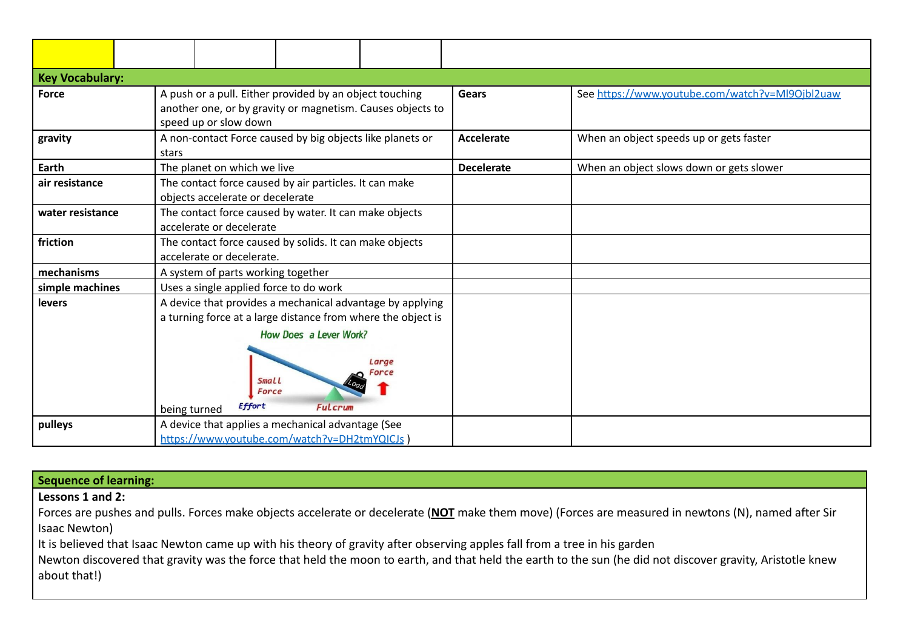| | | | | | |
|---|---|---|---|---|---|

| Key Vocabulary: | | | |
|---|---|---|---|
| **Force** | A push or a pull. Either provided by an object touching another one, or by gravity or magnetism. Causes objects to speed up or slow down | **Gears** | See https://www.youtube.com/watch?v=Ml9Ojbl2uaw |
| **gravity** | A non-contact Force caused by big objects like planets or stars | **Accelerate** | When an object speeds up or gets faster |
| **Earth** | The planet on which we live | **Decelerate** | When an object slows down or gets slower |
| **air resistance** | The contact force caused by air particles. It can make objects accelerate or decelerate | | |
| **water resistance** | The contact force caused by water. It can make objects accelerate or decelerate | | |
| **friction** | The contact force caused by solids. It can make objects accelerate or decelerate. | | |
| **mechanisms** | A system of parts working together | | |
| **simple machines** | Uses a single applied force to do work | | |
| **levers** | A device that provides a mechanical advantage by applying a turning force at a large distance from where the object is being turned | | |
| **pulleys** | A device that applies a mechanical advantage (See https://www.youtube.com/watch?v=DH2tmYQICJs ) | | |

**Sequence of learning:**

**Lessons 1 and 2:**

Forces are pushes and pulls. Forces make objects accelerate or decelerate (**NOT** make them move) (Forces are measured in newtons (N), named after Sir Isaac Newton)

It is believed that Isaac Newton came up with his theory of gravity after observing apples fall from a tree in his garden

Newton discovered that gravity was the force that held the moon to earth, and that held the earth to the sun (he did not discover gravity, Aristotle knew about that!)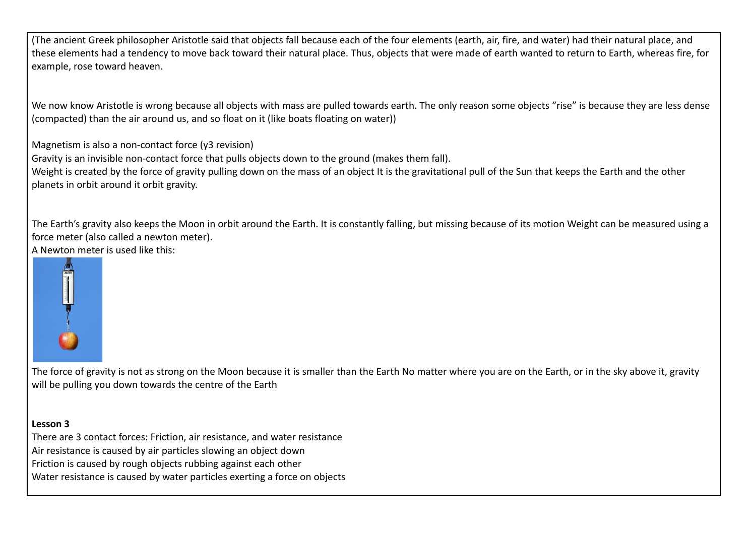(The ancient Greek philosopher Aristotle said that objects fall because each of the four elements (earth, air, fire, and water) had their natural place, and these elements had a tendency to move back toward their natural place. Thus, objects that were made of earth wanted to return to Earth, whereas fire, for example, rose toward heaven.

We now know Aristotle is wrong because all objects with mass are pulled towards earth. The only reason some objects "rise" is because they are less dense (compacted) than the air around us, and so float on it (like boats floating on water))

Magnetism is also a non-contact force (y3 revision)
Gravity is an invisible non-contact force that pulls objects down to the ground (makes them fall).
Weight is created by the force of gravity pulling down on the mass of an object It is the gravitational pull of the Sun that keeps the Earth and the other planets in orbit around it orbit gravity.

The Earth's gravity also keeps the Moon in orbit around the Earth. It is constantly falling, but missing because of its motion Weight can be measured using a force meter (also called a newton meter).
A Newton meter is used like this:

The force of gravity is not as strong on the Moon because it is smaller than the Earth No matter where you are on the Earth, or in the sky above it, gravity will be pulling you down towards the centre of the Earth

**Lesson 3**
There are 3 contact forces: Friction, air resistance, and water resistance
Air resistance is caused by air particles slowing an object down
Friction is caused by rough objects rubbing against each other
Water resistance is caused by water particles exerting a force on objects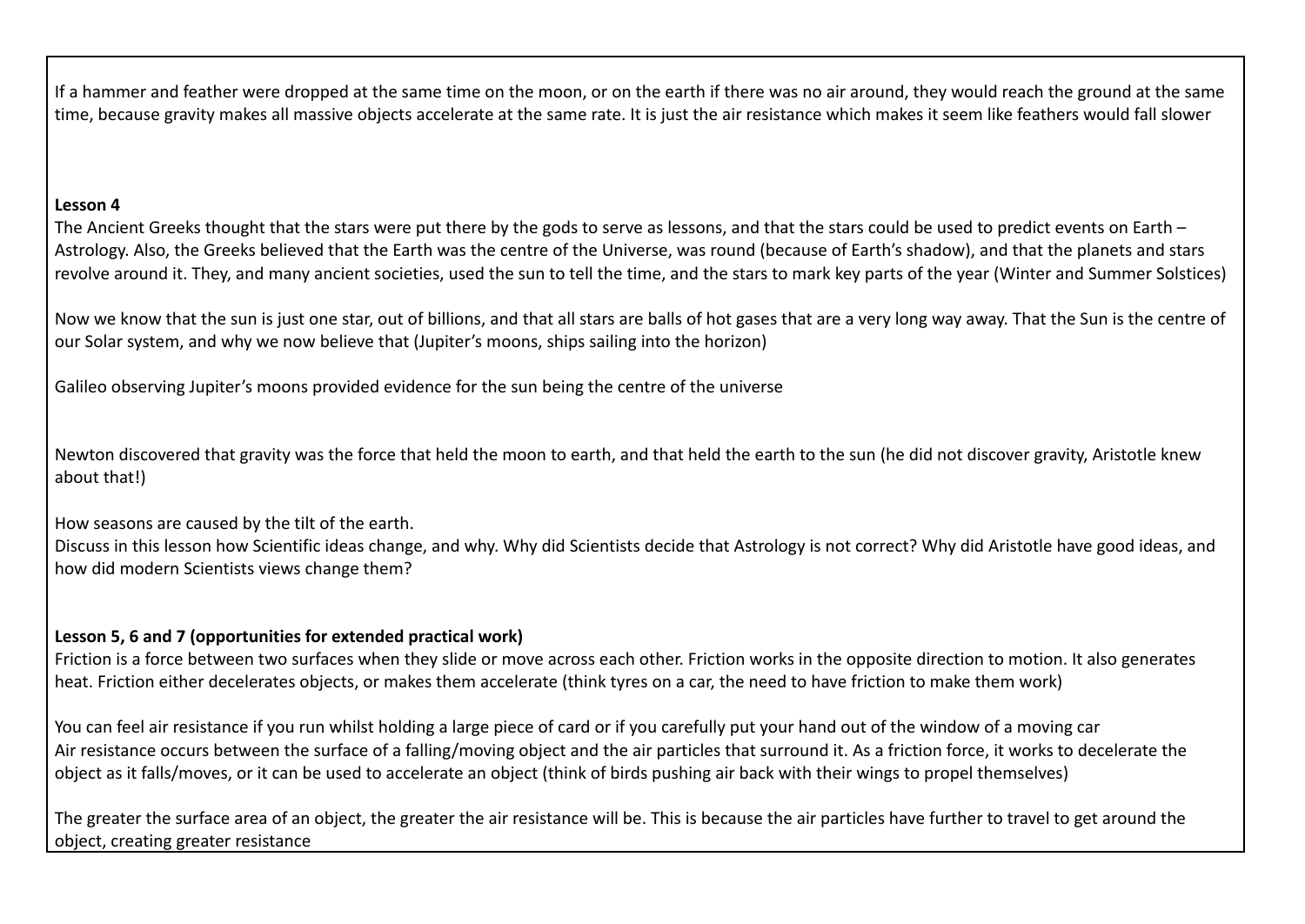If a hammer and feather were dropped at the same time on the moon, or on the earth if there was no air around, they would reach the ground at the same time, because gravity makes all massive objects accelerate at the same rate. It is just the air resistance which makes it seem like feathers would fall slower

**Lesson 4**

The Ancient Greeks thought that the stars were put there by the gods to serve as lessons, and that the stars could be used to predict events on Earth – Astrology. Also, the Greeks believed that the Earth was the centre of the Universe, was round (because of Earth's shadow), and that the planets and stars revolve around it. They, and many ancient societies, used the sun to tell the time, and the stars to mark key parts of the year (Winter and Summer Solstices)

Now we know that the sun is just one star, out of billions, and that all stars are balls of hot gases that are a very long way away. That the Sun is the centre of our Solar system, and why we now believe that (Jupiter's moons, ships sailing into the horizon)

Galileo observing Jupiter's moons provided evidence for the sun being the centre of the universe

Newton discovered that gravity was the force that held the moon to earth, and that held the earth to the sun (he did not discover gravity, Aristotle knew about that!)

How seasons are caused by the tilt of the earth.

Discuss in this lesson how Scientific ideas change, and why. Why did Scientists decide that Astrology is not correct? Why did Aristotle have good ideas, and how did modern Scientists views change them?

**Lesson 5, 6 and 7 (opportunities for extended practical work)**

Friction is a force between two surfaces when they slide or move across each other. Friction works in the opposite direction to motion. It also generates heat. Friction either decelerates objects, or makes them accelerate (think tyres on a car, the need to have friction to make them work)

You can feel air resistance if you run whilst holding a large piece of card or if you carefully put your hand out of the window of a moving car

Air resistance occurs between the surface of a falling/moving object and the air particles that surround it. As a friction force, it works to decelerate the object as it falls/moves, or it can be used to accelerate an object (think of birds pushing air back with their wings to propel themselves)

The greater the surface area of an object, the greater the air resistance will be. This is because the air particles have further to travel to get around the object, creating greater resistance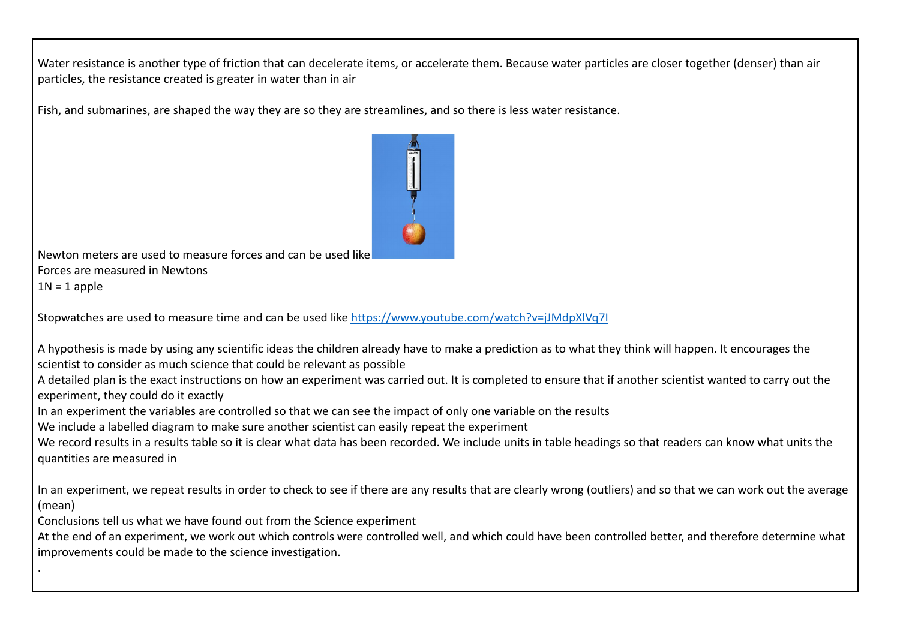Water resistance is another type of friction that can decelerate items, or accelerate them. Because water particles are closer together (denser) than air particles, the resistance created is greater in water than in air

Fish, and submarines, are shaped the way they are so they are streamlines, and so there is less water resistance.

Newton meters are used to measure forces and can be used like

Forces are measured in Newtons

1N = 1 apple

Stopwatches are used to measure time and can be used like https://www.youtube.com/watch?v=jJMdpXlVq7I

A hypothesis is made by using any scientific ideas the children already have to make a prediction as to what they think will happen. It encourages the scientist to consider as much science that could be relevant as possible

A detailed plan is the exact instructions on how an experiment was carried out. It is completed to ensure that if another scientist wanted to carry out the experiment, they could do it exactly

In an experiment the variables are controlled so that we can see the impact of only one variable on the results

We include a labelled diagram to make sure another scientist can easily repeat the experiment

We record results in a results table so it is clear what data has been recorded. We include units in table headings so that readers can know what units the quantities are measured in

In an experiment, we repeat results in order to check to see if there are any results that are clearly wrong (outliers) and so that we can work out the average (mean)

Conclusions tell us what we have found out from the Science experiment

At the end of an experiment, we work out which controls were controlled well, and which could have been controlled better, and therefore determine what improvements could be made to the science investigation.

.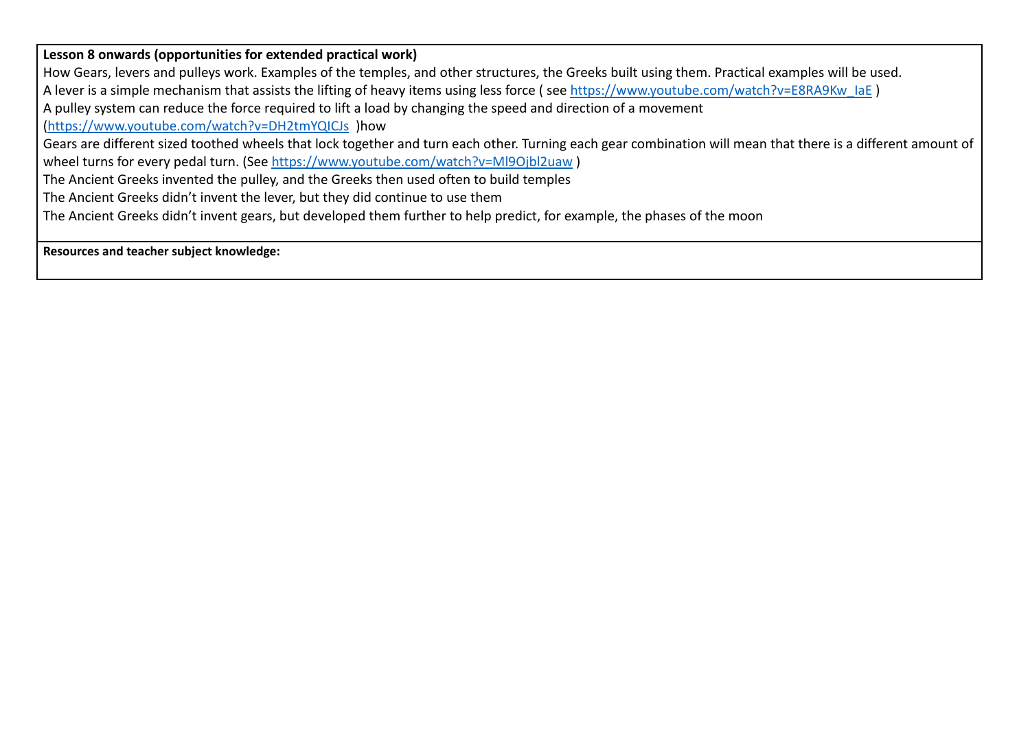**Lesson 8 onwards (opportunities for extended practical work)**

How Gears, levers and pulleys work. Examples of the temples, and other structures, the Greeks built using them. Practical examples will be used.

A lever is a simple mechanism that assists the lifting of heavy items using less force ( see https://www.youtube.com/watch?v=E8RA9Kw_IaE )

A pulley system can reduce the force required to lift a load by changing the speed and direction of a movement (https://www.youtube.com/watch?v=DH2tmYQICJs )how

Gears are different sized toothed wheels that lock together and turn each other. Turning each gear combination will mean that there is a different amount of wheel turns for every pedal turn. (See https://www.youtube.com/watch?v=Ml9Ojbl2uaw )

The Ancient Greeks invented the pulley, and the Greeks then used often to build temples

The Ancient Greeks didn't invent the lever, but they did continue to use them

The Ancient Greeks didn't invent gears, but developed them further to help predict, for example, the phases of the moon

**Resources and teacher subject knowledge:**